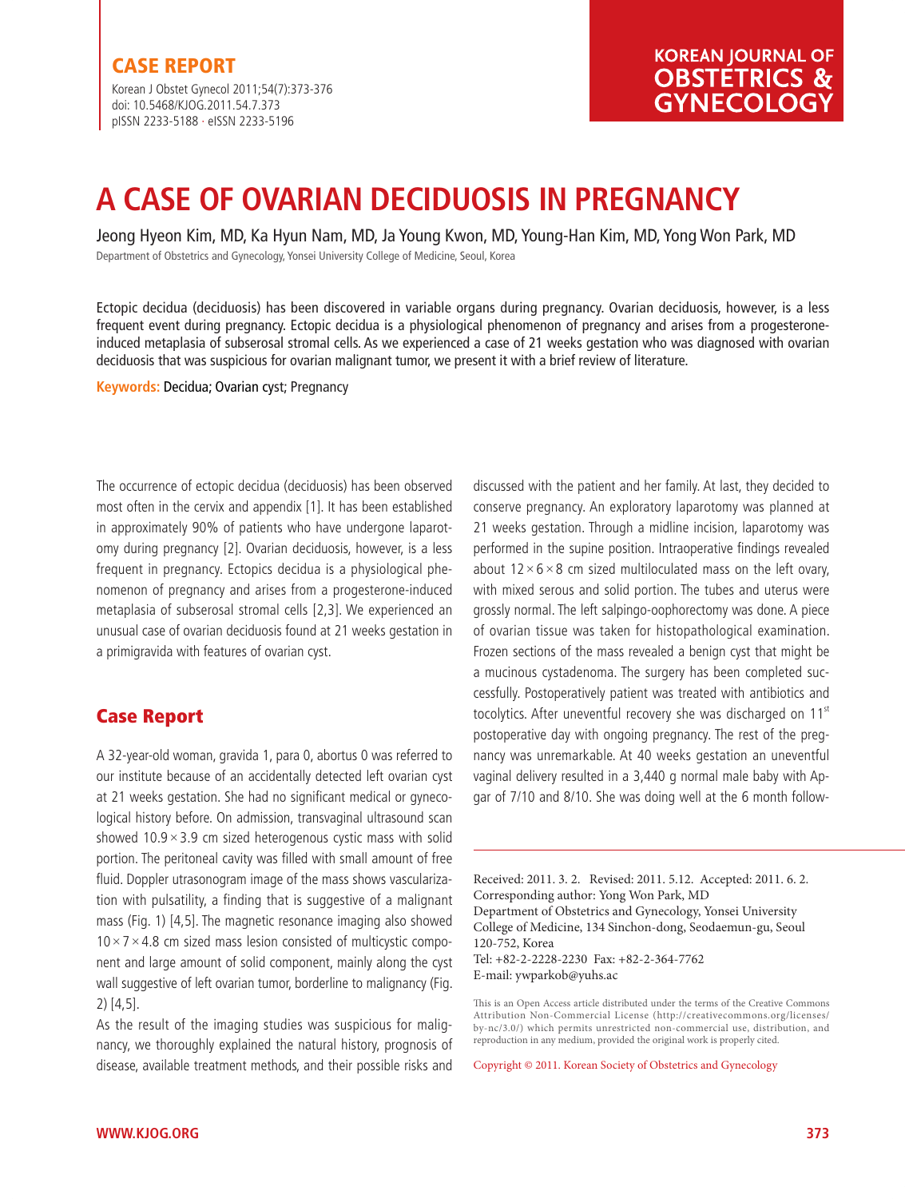CASE REPORT

# A CASE OF OVARIAN DECIDUOSIS IN PREGNANCY

Jeong Hyeon Kim, MD, Ka Hyun Nam, MD, Ja Young Kwon, MD, Young-Han Kim, MD, Yong Won Park, MD

Department of Obstetrics and Gynecology, Yonsei University College of Medicine, Seoul, Korea

Ectopic decidua (deciduosis) has been discovered in variable organs during pregnancy. Ovarian deciduosis, however, is a less frequent event during pregnancy. Ectopic decidua is a physiological phenomenon of pregnancy and arises from a progesterone-induced metaplasia of subserosal stromal cells. As we experienced a case of 21 weeks gestation who was diagnosed with ovarian deciduosis that was suspicious for ovarian malignant tumor, we present it with a brief review of literature.

**Keywords:** Decidua; Ovarian cyst; Pregnancy

The occurrence of ectopic decidua (deciduosis) has been observed most often in the cervix and appendix [1]. It has been established in approximately 90% of patients who have undergone laparotomy during pregnancy [2]. Ovarian deciduosis, however, is a less frequent in pregnancy. Ectopics decidua is a physiological phenomenon of pregnancy and arises from a progesterone-induced metaplasia of subserosal stromal cells [2,3]. We experienced an unusual case of ovarian deciduosis found at 21 weeks gestation in a primigravida with features of ovarian cyst.

## Case Report

A 32-year-old woman, gravida 1, para 0, abortus 0 was referred to our institute because of an accidentally detected left ovarian cyst at 21 weeks gestation. She had no significant medical or gynecological history before. On admission, transvaginal ultrasound scan showed $10.9 \times 3.9$ cm sized heterogenous cystic mass with solid portion. The peritoneal cavity was filled with small amount of free fluid. Doppler utrasonogram image of the mass shows vascularization with pulsatility, a finding that is suggestive of a malignant mass (Fig. 1) [4,5]. The magnetic resonance imaging also showed $10 \times 7 \times 4.8$ cm sized mass lesion consisted of multicystic component and large amount of solid component, mainly along the cyst wall suggestive of left ovarian tumor, borderline to malignancy (Fig. 2) [4,5].

As the result of the imaging studies was suspicious for malignancy, we thoroughly explained the natural history, prognosis of disease, available treatment methods, and their possible risks and discussed with the patient and her family. At last, they decided to conserve pregnancy. An exploratory laparotomy was planned at 21 weeks gestation. Through a midline incision, laparotomy was performed in the supine position. Intraoperative findings revealed about $12 \times 6 \times 8$ cm sized multiloculated mass on the left ovary, with mixed serous and solid portion. The tubes and uterus were grossly normal. The left salpingo-oophorectomy was done. A piece of ovarian tissue was taken for histopathological examination. Frozen sections of the mass revealed a benign cyst that might be a mucinous cystadenoma. The surgery has been completed successfully. Postoperatively patient was treated with antibiotics and tocolytics. After uneventful recovery she was discharged on 11st postoperative day with ongoing pregnancy. The rest of the pregnancy was unremarkable. At 40 weeks gestation an uneventful vaginal delivery resulted in a 3,440 g normal male baby with Apgar of 7/10 and 8/10. She was doing well at the 6 month follow-

Received: 2011. 3. 2. Revised: 2011. 5.12. Accepted: 2011. 6. 2.
Corresponding author: Yong Won Park, MD
Department of Obstetrics and Gynecology, Yonsei University College of Medicine, 134 Sinchon-dong, Seodaemun-gu, Seoul 120-752, Korea
Tel: +82-2-2228-2230 Fax: +82-2-364-7762
E-mail: ywparkob@yuhs.ac

This is an Open Access article distributed under the terms of the Creative Commons Attribution Non-Commercial License (http://creativecommons.org/licenses/by-nc/3.0/) which permits unrestricted non-commercial use, distribution, and reproduction in any medium, provided the original work is properly cited.

Copyright © 2011. Korean Society of Obstetrics and Gynecology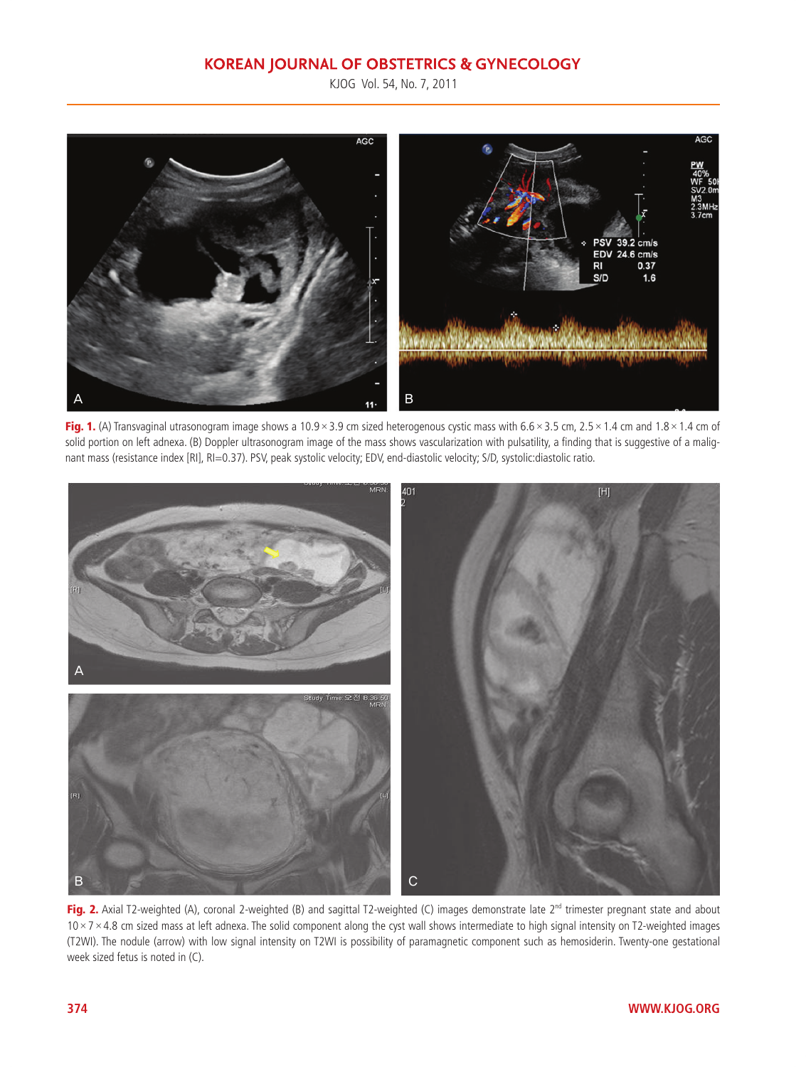**Fig. 1.** (A) Transvaginal utrasonogram image shows a 10.9 × 3.9 cm sized heterogenous cystic mass with 6.6 × 3.5 cm, 2.5 × 1.4 cm and 1.8 × 1.4 cm of solid portion on left adnexa. (B) Doppler ultrasonogram image of the mass shows vascularization with pulsatility, a finding that is suggestive of a malignant mass (resistance index [RI], RI=0.37). PSV, peak systolic velocity; EDV, end-diastolic velocity; S/D, systolic:diastolic ratio.

**Fig. 2.** Axial T2-weighted (A), coronal 2-weighted (B) and sagittal T2-weighted (C) images demonstrate late 2nd trimester pregnant state and about 10 × 7 × 4.8 cm sized mass at left adnexa. The solid component along the cyst wall shows intermediate to high signal intensity on T2-weighted images (T2WI). The nodule (arrow) with low signal intensity on T2WI is possibility of paramagnetic component such as hemosiderin. Twenty-one gestational week sized fetus is noted in (C).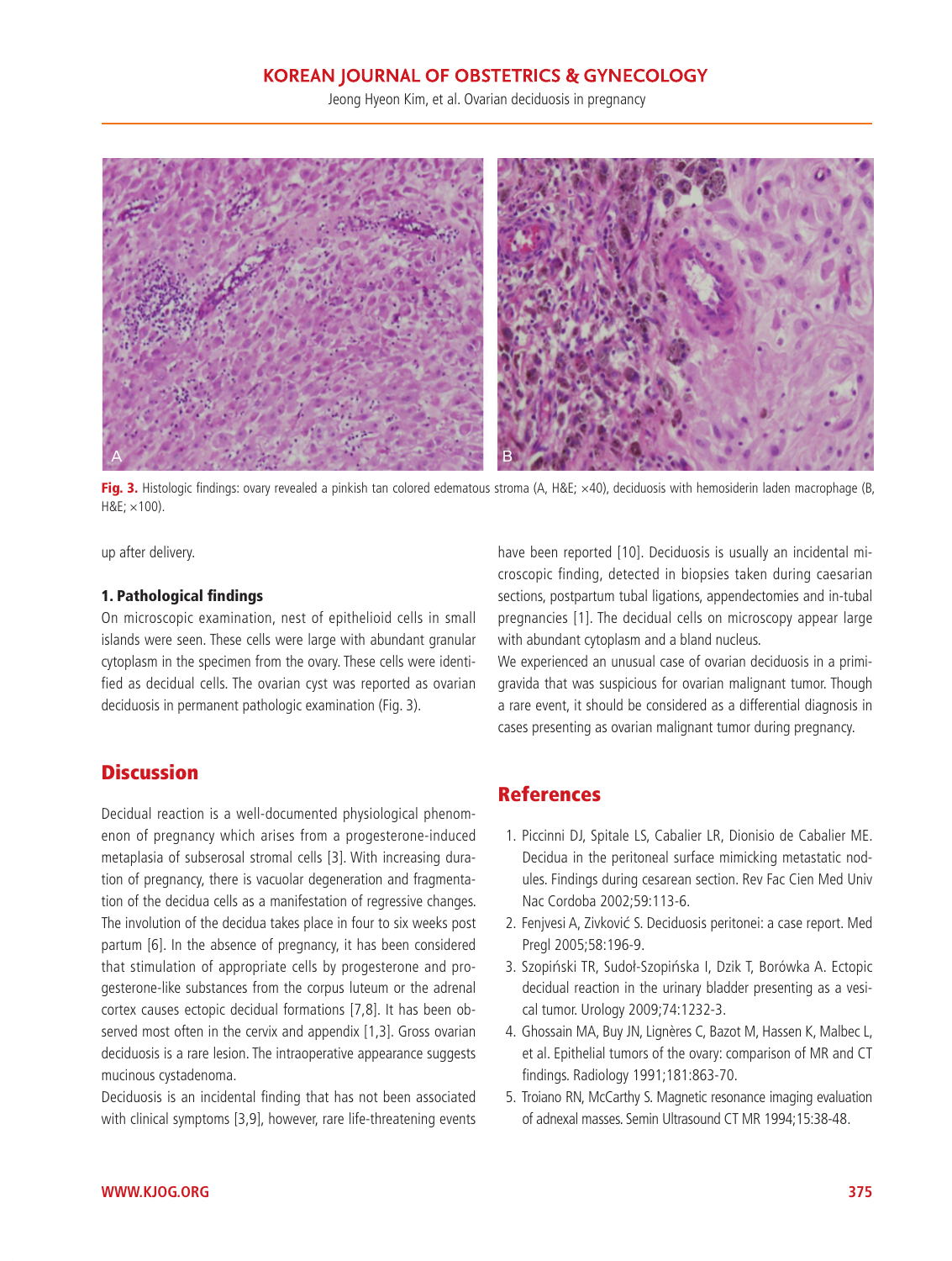Fig. 3. Histologic findings: ovary revealed a pinkish tan colored edematous stroma (A, H&E; ×40), deciduosis with hemosiderin laden macrophage (B, H&E; ×100).

up after delivery.

### 1. Pathological findings

On microscopic examination, nest of epithelioid cells in small islands were seen. These cells were large with abundant granular cytoplasm in the specimen from the ovary. These cells were identified as decidual cells. The ovarian cyst was reported as ovarian deciduosis in permanent pathologic examination (Fig. 3).

## Discussion

Decidual reaction is a well-documented physiological phenomenon of pregnancy which arises from a progesterone-induced metaplasia of subserosal stromal cells [3]. With increasing duration of pregnancy, there is vacuolar degeneration and fragmentation of the decidua cells as a manifestation of regressive changes. The involution of the decidua takes place in four to six weeks post partum [6]. In the absence of pregnancy, it has been considered that stimulation of appropriate cells by progesterone and progesterone-like substances from the corpus luteum or the adrenal cortex causes ectopic decidual formations [7,8]. It has been observed most often in the cervix and appendix [1,3]. Gross ovarian deciduosis is a rare lesion. The intraoperative appearance suggests mucinous cystadenoma.

Deciduosis is an incidental finding that has not been associated with clinical symptoms [3,9], however, rare life-threatening events have been reported [10]. Deciduosis is usually an incidental microscopic finding, detected in biopsies taken during caesarian sections, postpartum tubal ligations, appendectomies and in-tubal pregnancies [1]. The decidual cells on microscopy appear large with abundant cytoplasm and a bland nucleus.

We experienced an unusual case of ovarian deciduosis in a primigravida that was suspicious for ovarian malignant tumor. Though a rare event, it should be considered as a differential diagnosis in cases presenting as ovarian malignant tumor during pregnancy.

## References

1. Piccinni DJ, Spitale LS, Cabalier LR, Dionisio de Cabalier ME. Decidua in the peritoneal surface mimicking metastatic nodules. Findings during cesarean section. Rev Fac Cien Med Univ Nac Cordoba 2002;59:113-6.
2. Fenjvesi A, Zivković S. Deciduosis peritonei: a case report. Med Pregl 2005;58:196-9.
3. Szopiński TR, Sudoł-Szopińska I, Dzik T, Borówka A. Ectopic decidual reaction in the urinary bladder presenting as a vesical tumor. Urology 2009;74:1232-3.
4. Ghossain MA, Buy JN, Lignères C, Bazot M, Hassen K, Malbec L, et al. Epithelial tumors of the ovary: comparison of MR and CT findings. Radiology 1991;181:863-70.
5. Troiano RN, McCarthy S. Magnetic resonance imaging evaluation of adnexal masses. Semin Ultrasound CT MR 1994;15:38-48.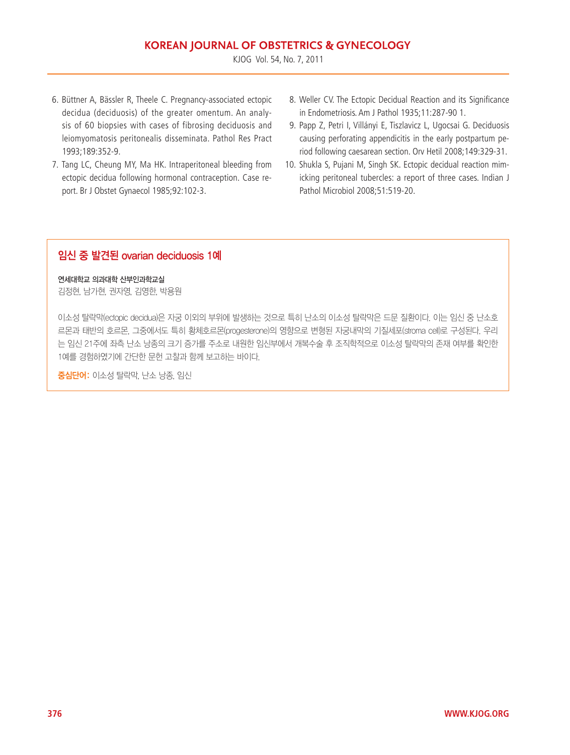6. Büttner A, Bässler R, Theele C. Pregnancy-associated ectopic decidua (deciduosis) of the greater omentum. An analysis of 60 biopsies with cases of fibrosing deciduosis and leiomyomatosis peritonealis disseminata. Pathol Res Pract 1993;189:352-9.
7. Tang LC, Cheung MY, Ma HK. Intraperitoneal bleeding from ectopic decidua following hormonal contraception. Case report. Br J Obstet Gynaecol 1985;92:102-3.
8. Weller CV. The Ectopic Decidual Reaction and its Significance in Endometriosis. Am J Pathol 1935;11:287-90 1.
9. Papp Z, Petri I, Villányi E, Tiszlavicz L, Ugocsai G. Deciduosis causing perforating appendicitis in the early postpartum period following caesarean section. Orv Hetil 2008;149:329-31.
10. Shukla S, Pujani M, Singh SK. Ectopic decidual reaction mimicking peritoneal tubercles: a report of three cases. Indian J Pathol Microbiol 2008;51:519-20.

## 임신 중 발견된 ovarian deciduosis 1예

**연세대학교 의과대학 산부인과학교실**

김정현, 남가현, 권자영, 김영한, 박용원

이소성 탈락막(ectopic decidua)은 자궁 이외의 부위에 발생하는 것으로 특히 난소의 이소성 탈락막은 드문 질환이다. 이는 임신 중 난소호르몬과 태반의 호르몬, 그중에서도 특히 황체호르몬(progesterone)의 영향으로 변형된 자궁내막의 기질세포(stroma cell)로 구성된다. 우리는 임신 21주에 좌측 난소 낭종의 크기 증가를 주소로 내원한 임신부에서 개복수술 후 조직학적으로 이소성 탈락막의 존재 여부를 확인한 1예를 경험하였기에 간단한 문헌 고찰과 함께 보고하는 바이다.

**중심단어:** 이소성 탈락막, 난소 낭종, 임신